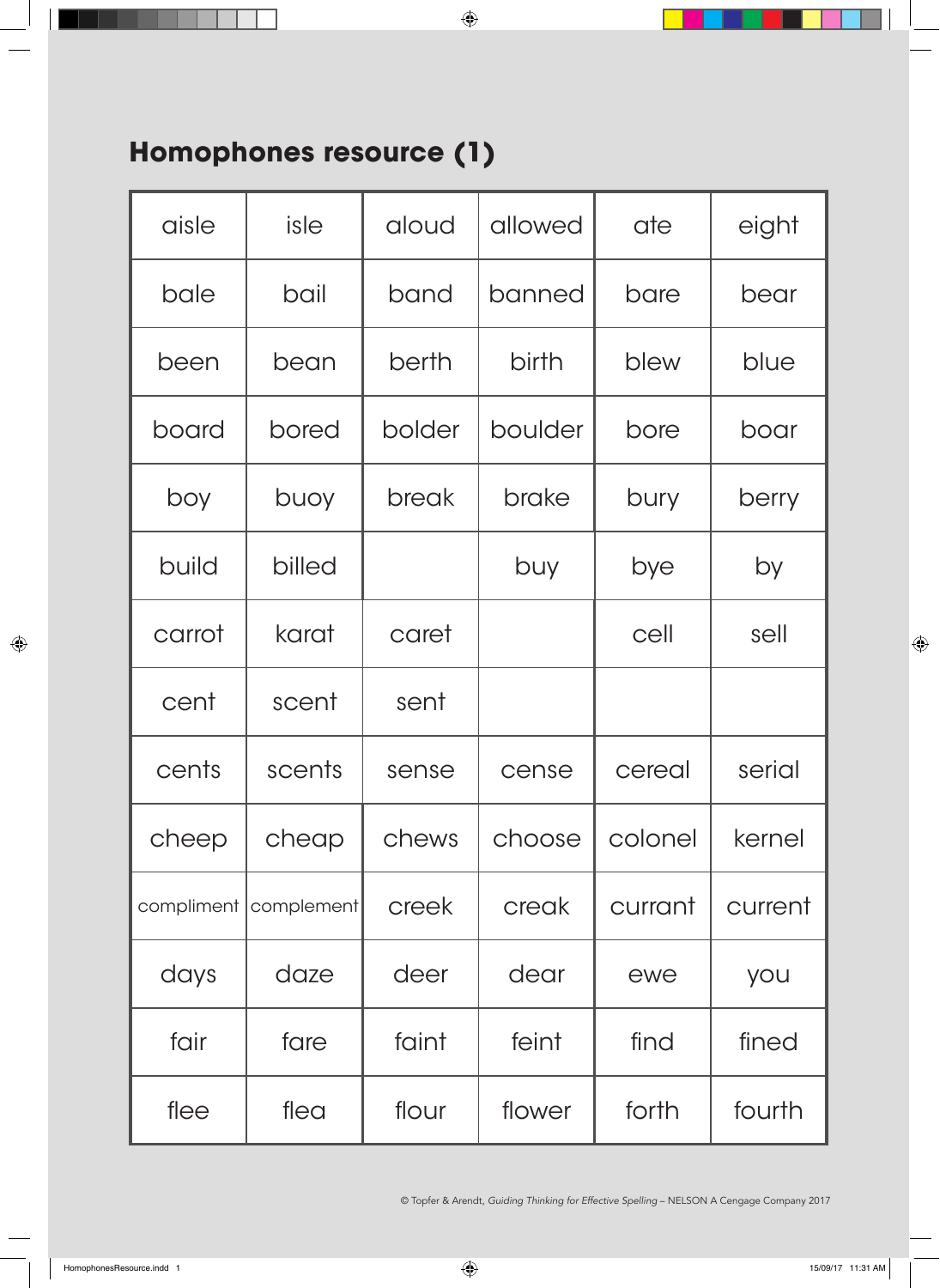## Homophones resource (1)

| | | | | | |
|---|---|---|---|---|---|
| aisle | isle | aloud | allowed | ate | eight |
| bale | bail | band | banned | bare | bear |
| been | bean | berth | birth | blew | blue |
| board | bored | bolder | boulder | bore | boar |
| boy | buoy | break | brake | bury | berry |
| build | billed | | buy | bye | by |
| carrot | karat | caret | | cell | sell |
| cent | scent | sent | | | |
| cents | scents | sense | cense | cereal | serial |
| cheep | cheap | chews | choose | colonel | kernel |
| compliment | complement | creek | creak | currant | current |
| days | daze | deer | dear | ewe | you |
| fair | fare | faint | feint | find | fined |
| flee | flea | flour | flower | forth | fourth |

© Topfer & Arendt, *Guiding Thinking for Effective Spelling* – NELSON A Cengage Company 2017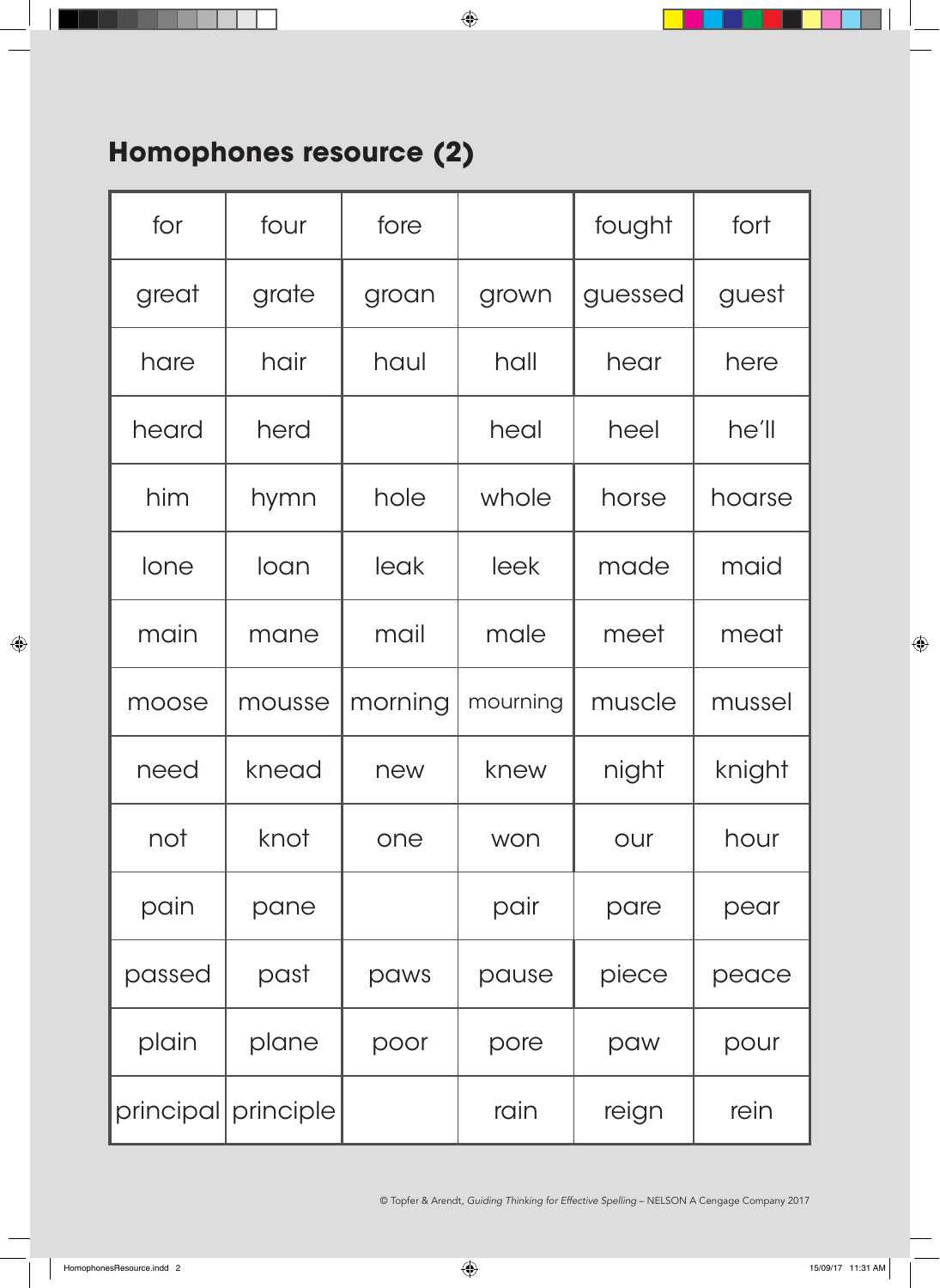## Homophones resource (2)

| | | | | | |
|---|---|---|---|---|---|
| for | four | fore | | fought | fort |
| great | grate | groan | grown | guessed | guest |
| hare | hair | haul | hall | hear | here |
| heard | herd | | heal | heel | he'll |
| him | hymn | hole | whole | horse | hoarse |
| lone | loan | leak | leek | made | maid |
| main | mane | mail | male | meet | meat |
| moose | mousse | morning | mourning | muscle | mussel |
| need | knead | new | knew | night | knight |
| not | knot | one | won | our | hour |
| pain | pane | | pair | pare | pear |
| passed | past | paws | pause | piece | peace |
| plain | plane | poor | pore | paw | pour |
| principal | principle | | rain | reign | rein |

© Topfer & Arendt, *Guiding Thinking for Effective Spelling* – NELSON A Cengage Company 2017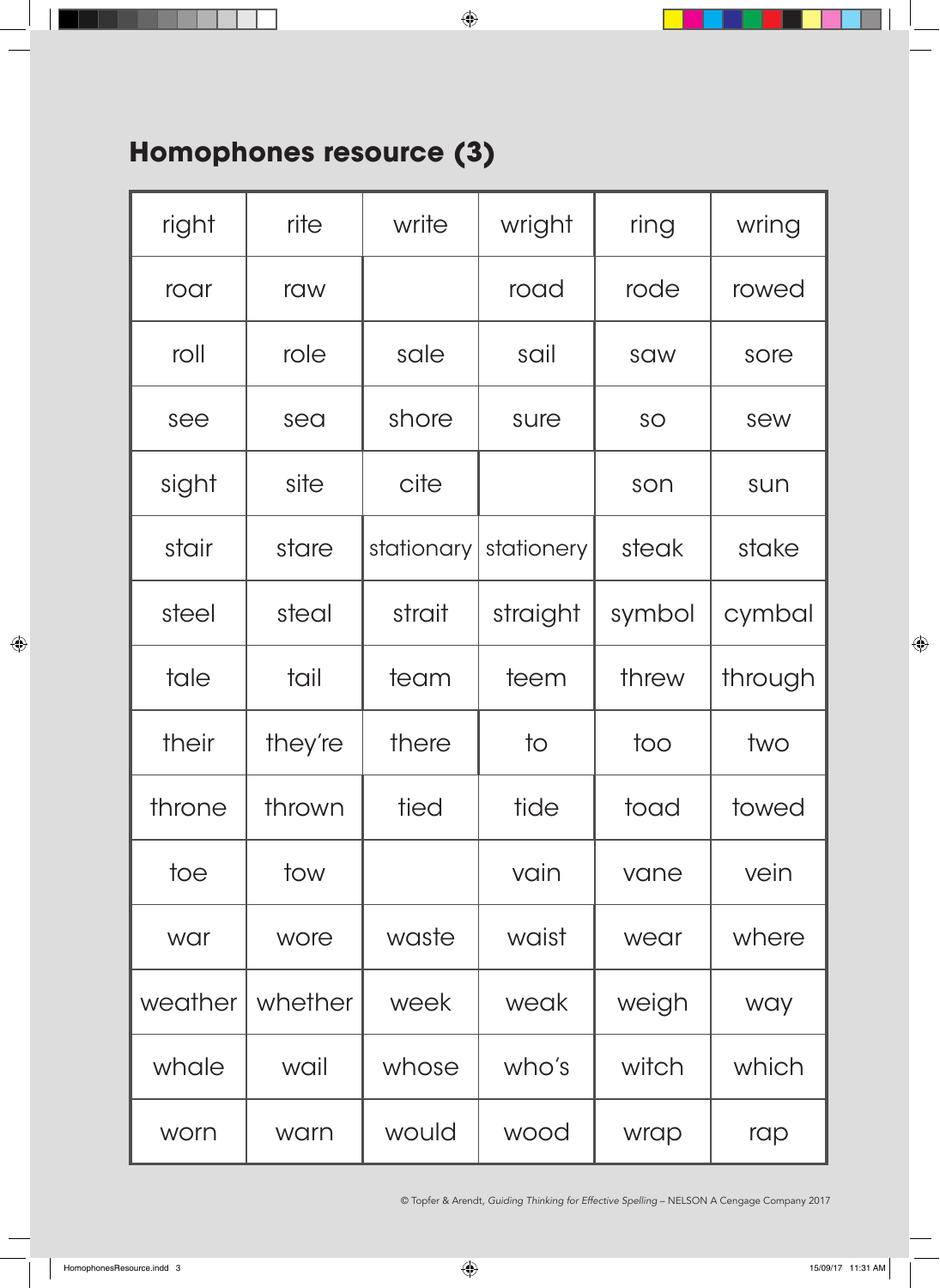## Homophones resource (3)

| | | | | | |
|---|---|---|---|---|---|
| right | rite | write | wright | ring | wring |
| roar | raw | | road | rode | rowed |
| roll | role | sale | sail | saw | sore |
| see | sea | shore | sure | so | sew |
| sight | site | cite | | son | sun |
| stair | stare | stationary | stationery | steak | stake |
| steel | steal | strait | straight | symbol | cymbal |
| tale | tail | team | teem | threw | through |
| their | they're | there | to | too | two |
| throne | thrown | tied | tide | toad | towed |
| toe | tow | | vain | vane | vein |
| war | wore | waste | waist | wear | where |
| weather | whether | week | weak | weigh | way |
| whale | wail | whose | who's | witch | which |
| worn | warn | would | wood | wrap | rap |

© Topfer & Arendt, *Guiding Thinking for Effective Spelling* – NELSON A Cengage Company 2017